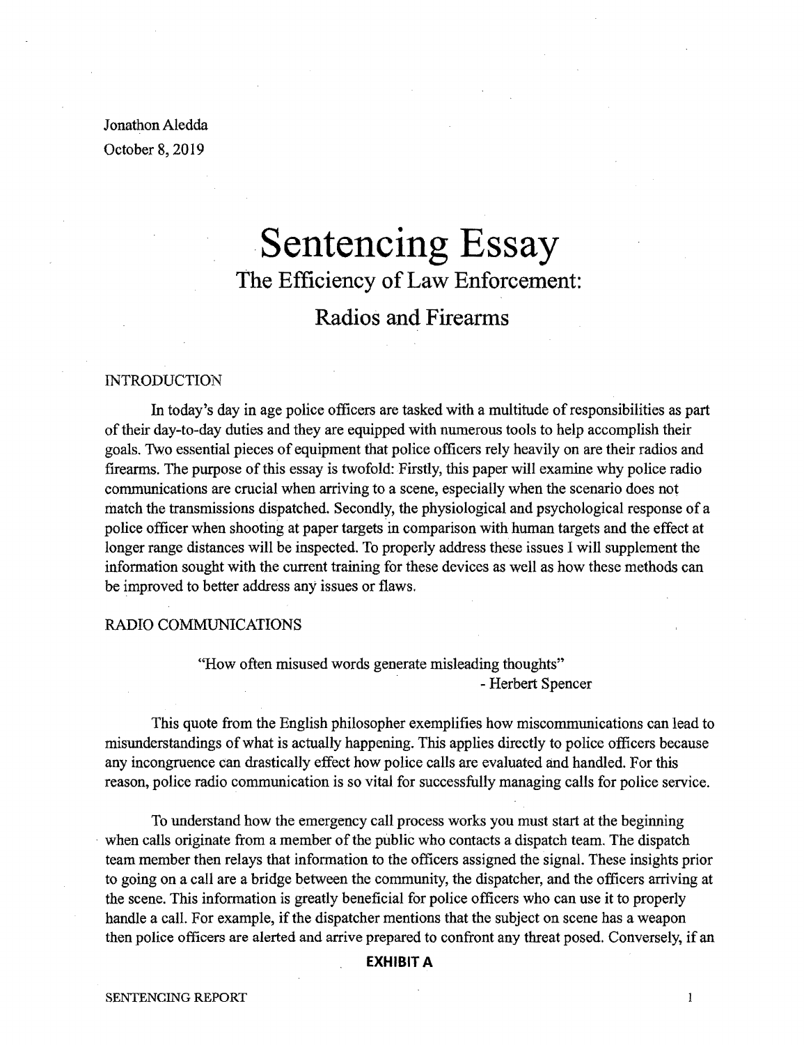Jonathon Aledda
October 8, 2019

# Sentencing Essay

## The Efficiency of Law Enforcement:

## Radios and Firearms

### INTRODUCTION

In today's day in age police officers are tasked with a multitude of responsibilities as part of their day-to-day duties and they are equipped with numerous tools to help accomplish their goals. Two essential pieces of equipment that police officers rely heavily on are their radios and firearms. The purpose of this essay is twofold: Firstly, this paper will examine why police radio communications are crucial when arriving to a scene, especially when the scenario does not match the transmissions dispatched. Secondly, the physiological and psychological response of a police officer when shooting at paper targets in comparison with human targets and the effect at longer range distances will be inspected. To properly address these issues I will supplement the information sought with the current training for these devices as well as how these methods can be improved to better address any issues or flaws.

### RADIO COMMUNICATIONS

> "How often misused words generate misleading thoughts"
> 
> \- Herbert Spencer

This quote from the English philosopher exemplifies how miscommunications can lead to misunderstandings of what is actually happening. This applies directly to police officers because any incongruence can drastically effect how police calls are evaluated and handled. For this reason, police radio communication is so vital for successfully managing calls for police service.

To understand how the emergency call process works you must start at the beginning when calls originate from a member of the public who contacts a dispatch team. The dispatch team member then relays that information to the officers assigned the signal. These insights prior to going on a call are a bridge between the community, the dispatcher, and the officers arriving at the scene. This information is greatly beneficial for police officers who can use it to properly handle a call. For example, if the dispatcher mentions that the subject on scene has a weapon then police officers are alerted and arrive prepared to confront any threat posed. Conversely, if an

**EXHIBIT A**

SENTENCING REPORT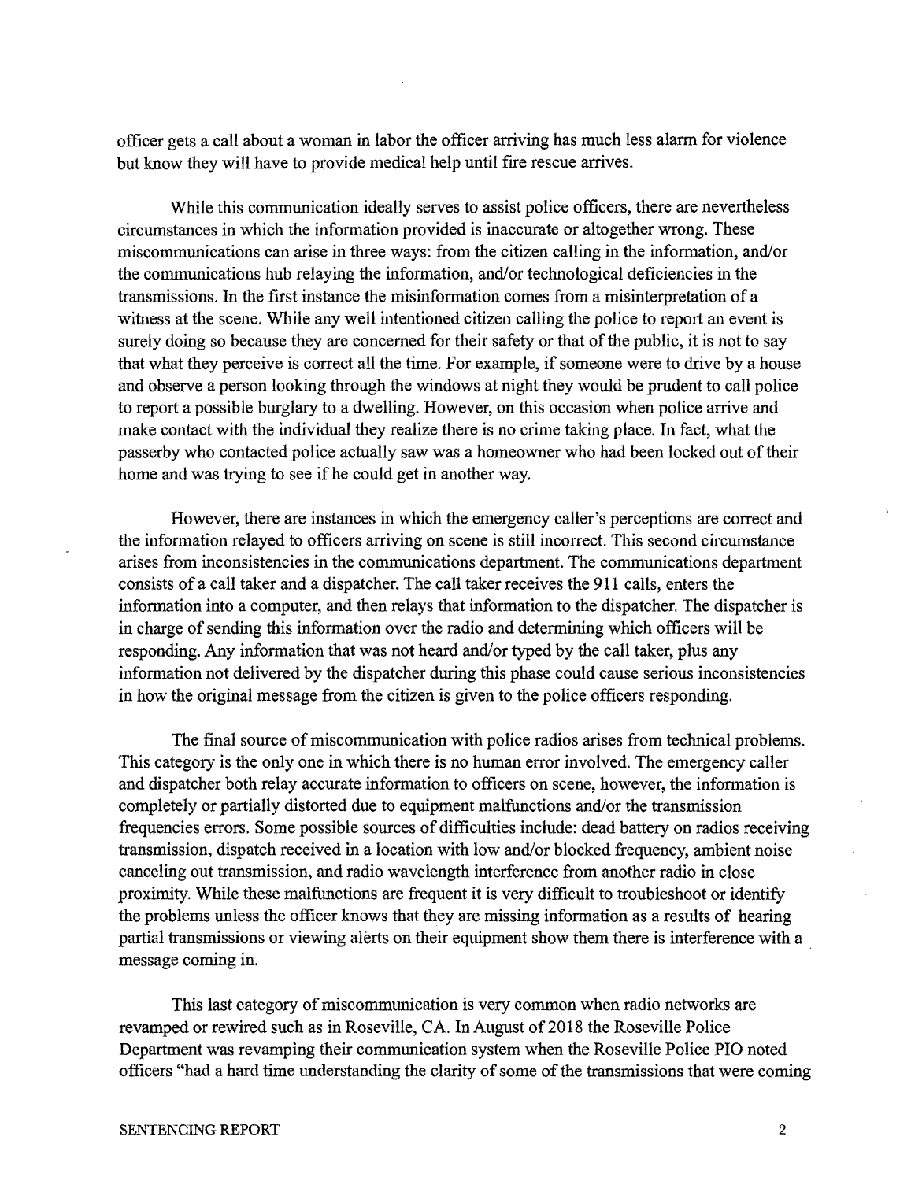officer gets a call about a woman in labor the officer arriving has much less alarm for violence but know they will have to provide medical help until fire rescue arrives.

While this communication ideally serves to assist police officers, there are nevertheless circumstances in which the information provided is inaccurate or altogether wrong. These miscommunications can arise in three ways: from the citizen calling in the information, and/or the communications hub relaying the information, and/or technological deficiencies in the transmissions. In the first instance the misinformation comes from a misinterpretation of a witness at the scene. While any well intentioned citizen calling the police to report an event is surely doing so because they are concerned for their safety or that of the public, it is not to say that what they perceive is correct all the time. For example, if someone were to drive by a house and observe a person looking through the windows at night they would be prudent to call police to report a possible burglary to a dwelling. However, on this occasion when police arrive and make contact with the individual they realize there is no crime taking place. In fact, what the passerby who contacted police actually saw was a homeowner who had been locked out of their home and was trying to see if he could get in another way.

However, there are instances in which the emergency caller's perceptions are correct and the information relayed to officers arriving on scene is still incorrect. This second circumstance arises from inconsistencies in the communications department. The communications department consists of a call taker and a dispatcher. The call taker receives the 911 calls, enters the information into a computer, and then relays that information to the dispatcher. The dispatcher is in charge of sending this information over the radio and determining which officers will be responding. Any information that was not heard and/or typed by the call taker, plus any information not delivered by the dispatcher during this phase could cause serious inconsistencies in how the original message from the citizen is given to the police officers responding.

The final source of miscommunication with police radios arises from technical problems. This category is the only one in which there is no human error involved. The emergency caller and dispatcher both relay accurate information to officers on scene, however, the information is completely or partially distorted due to equipment malfunctions and/or the transmission frequencies errors. Some possible sources of difficulties include: dead battery on radios receiving transmission, dispatch received in a location with low and/or blocked frequency, ambient noise canceling out transmission, and radio wavelength interference from another radio in close proximity. While these malfunctions are frequent it is very difficult to troubleshoot or identify the problems unless the officer knows that they are missing information as a results of hearing partial transmissions or viewing alerts on their equipment show them there is interference with a message coming in.

This last category of miscommunication is very common when radio networks are revamped or rewired such as in Roseville, CA. In August of 2018 the Roseville Police Department was revamping their communication system when the Roseville Police PIO noted officers "had a hard time understanding the clarity of some of the transmissions that were coming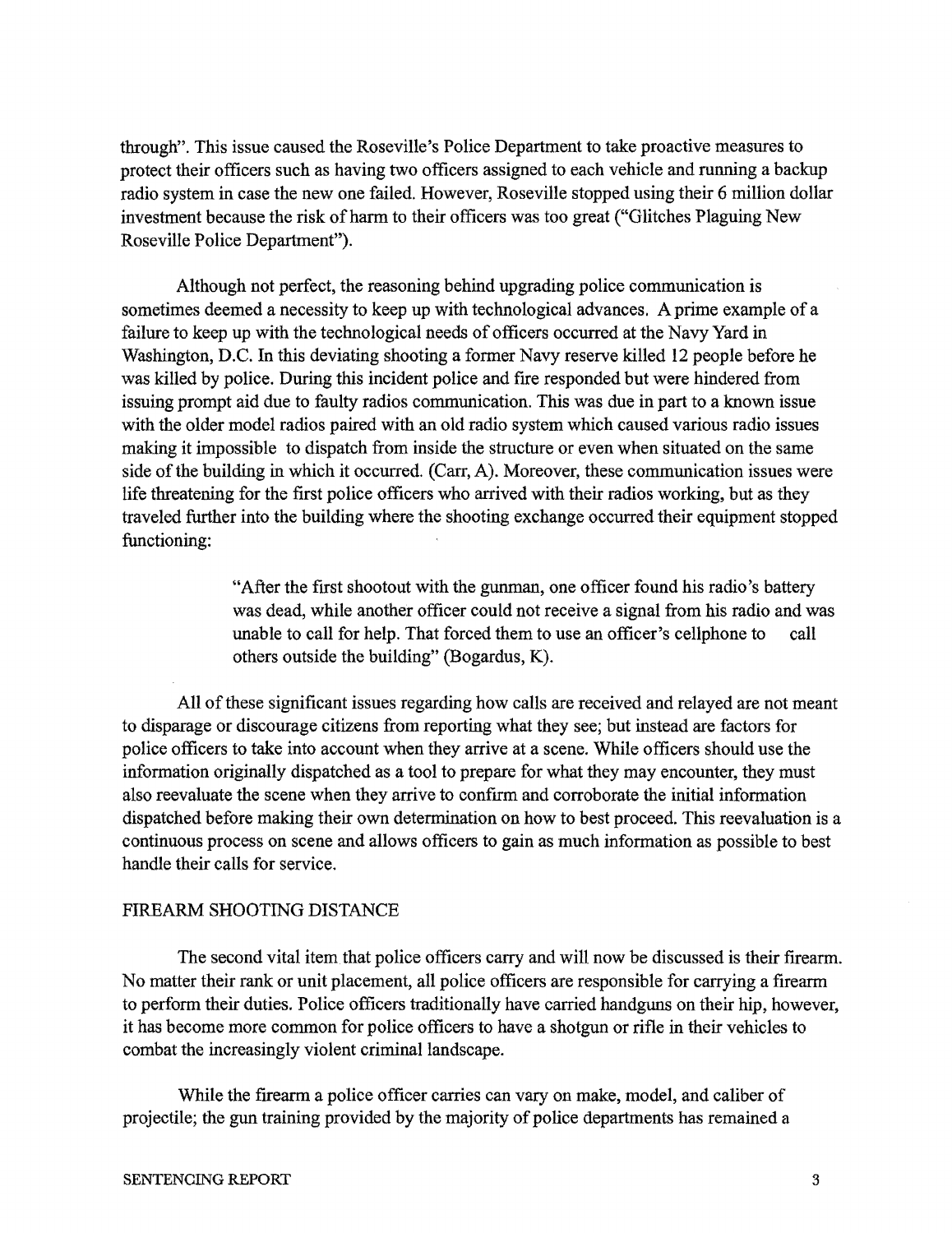through". This issue caused the Roseville's Police Department to take proactive measures to protect their officers such as having two officers assigned to each vehicle and running a backup radio system in case the new one failed. However, Roseville stopped using their 6 million dollar investment because the risk of harm to their officers was too great ("Glitches Plaguing New Roseville Police Department").

Although not perfect, the reasoning behind upgrading police communication is sometimes deemed a necessity to keep up with technological advances. A prime example of a failure to keep up with the technological needs of officers occurred at the Navy Yard in Washington, D.C. In this deviating shooting a former Navy reserve killed 12 people before he was killed by police. During this incident police and fire responded but were hindered from issuing prompt aid due to faulty radios communication. This was due in part to a known issue with the older model radios paired with an old radio system which caused various radio issues making it impossible to dispatch from inside the structure or even when situated on the same side of the building in which it occurred. (Carr, A). Moreover, these communication issues were life threatening for the first police officers who arrived with their radios working, but as they traveled further into the building where the shooting exchange occurred their equipment stopped functioning:

> "After the first shootout with the gunman, one officer found his radio's battery was dead, while another officer could not receive a signal from his radio and was unable to call for help. That forced them to use an officer's cellphone to call others outside the building" (Bogardus, K).

All of these significant issues regarding how calls are received and relayed are not meant to disparage or discourage citizens from reporting what they see; but instead are factors for police officers to take into account when they arrive at a scene. While officers should use the information originally dispatched as a tool to prepare for what they may encounter, they must also reevaluate the scene when they arrive to confirm and corroborate the initial information dispatched before making their own determination on how to best proceed. This reevaluation is a continuous process on scene and allows officers to gain as much information as possible to best handle their calls for service.

## FIREARM SHOOTING DISTANCE

The second vital item that police officers carry and will now be discussed is their firearm. No matter their rank or unit placement, all police officers are responsible for carrying a firearm to perform their duties. Police officers traditionally have carried handguns on their hip, however, it has become more common for police officers to have a shotgun or rifle in their vehicles to combat the increasingly violent criminal landscape.

While the firearm a police officer carries can vary on make, model, and caliber of projectile; the gun training provided by the majority of police departments has remained a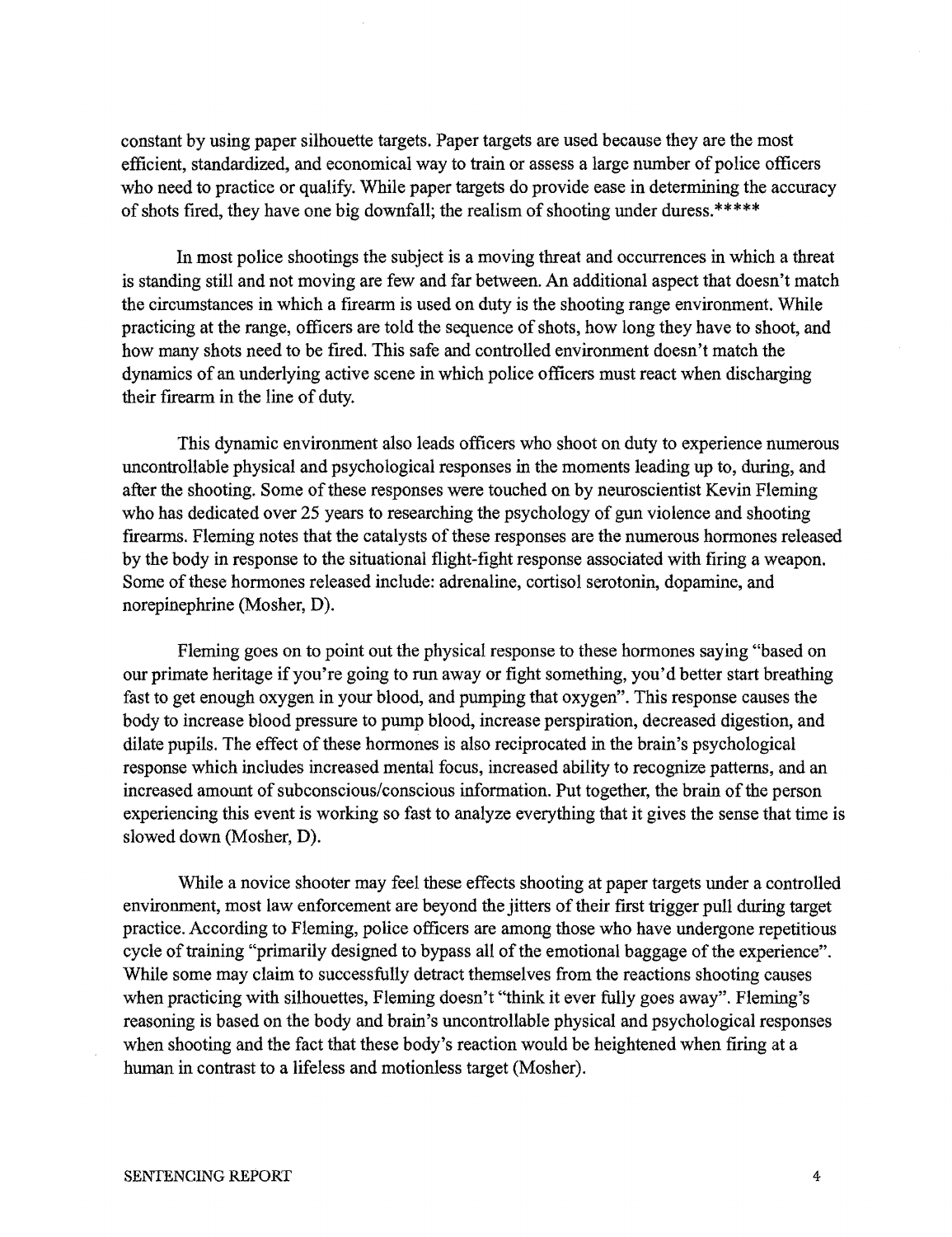constant by using paper silhouette targets. Paper targets are used because they are the most efficient, standardized, and economical way to train or assess a large number of police officers who need to practice or qualify. While paper targets do provide ease in determining the accuracy of shots fired, they have one big downfall; the realism of shooting under duress.*****

In most police shootings the subject is a moving threat and occurrences in which a threat is standing still and not moving are few and far between. An additional aspect that doesn't match the circumstances in which a firearm is used on duty is the shooting range environment. While practicing at the range, officers are told the sequence of shots, how long they have to shoot, and how many shots need to be fired. This safe and controlled environment doesn't match the dynamics of an underlying active scene in which police officers must react when discharging their firearm in the line of duty.

This dynamic environment also leads officers who shoot on duty to experience numerous uncontrollable physical and psychological responses in the moments leading up to, during, and after the shooting. Some of these responses were touched on by neuroscientist Kevin Fleming who has dedicated over 25 years to researching the psychology of gun violence and shooting firearms. Fleming notes that the catalysts of these responses are the numerous hormones released by the body in response to the situational flight-fight response associated with firing a weapon. Some of these hormones released include: adrenaline, cortisol serotonin, dopamine, and norepinephrine (Mosher, D).

Fleming goes on to point out the physical response to these hormones saying "based on our primate heritage if you're going to run away or fight something, you'd better start breathing fast to get enough oxygen in your blood, and pumping that oxygen". This response causes the body to increase blood pressure to pump blood, increase perspiration, decreased digestion, and dilate pupils. The effect of these hormones is also reciprocated in the brain's psychological response which includes increased mental focus, increased ability to recognize patterns, and an increased amount of subconscious/conscious information. Put together, the brain of the person experiencing this event is working so fast to analyze everything that it gives the sense that time is slowed down (Mosher, D).

While a novice shooter may feel these effects shooting at paper targets under a controlled environment, most law enforcement are beyond the jitters of their first trigger pull during target practice. According to Fleming, police officers are among those who have undergone repetitious cycle of training "primarily designed to bypass all of the emotional baggage of the experience". While some may claim to successfully detract themselves from the reactions shooting causes when practicing with silhouettes, Fleming doesn't "think it ever fully goes away". Fleming's reasoning is based on the body and brain's uncontrollable physical and psychological responses when shooting and the fact that these body's reaction would be heightened when firing at a human in contrast to a lifeless and motionless target (Mosher).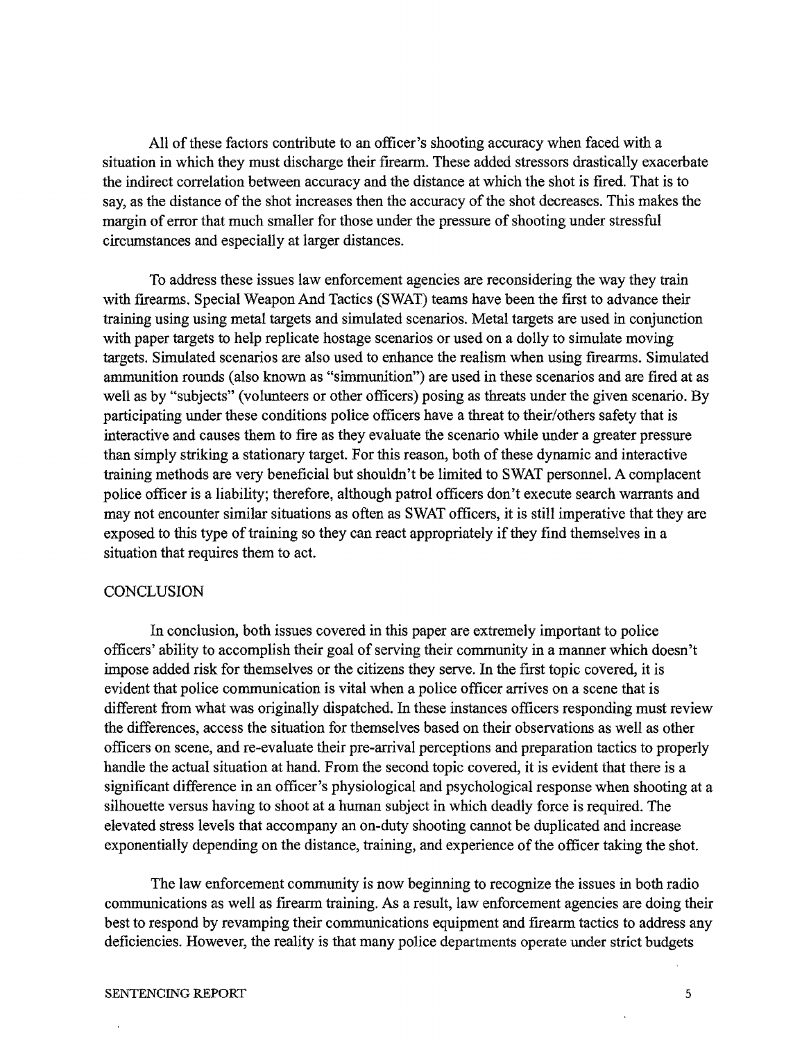All of these factors contribute to an officer's shooting accuracy when faced with a situation in which they must discharge their firearm. These added stressors drastically exacerbate the indirect correlation between accuracy and the distance at which the shot is fired. That is to say, as the distance of the shot increases then the accuracy of the shot decreases. This makes the margin of error that much smaller for those under the pressure of shooting under stressful circumstances and especially at larger distances.

To address these issues law enforcement agencies are reconsidering the way they train with firearms. Special Weapon And Tactics (SWAT) teams have been the first to advance their training using using metal targets and simulated scenarios. Metal targets are used in conjunction with paper targets to help replicate hostage scenarios or used on a dolly to simulate moving targets. Simulated scenarios are also used to enhance the realism when using firearms. Simulated ammunition rounds (also known as "simmunition") are used in these scenarios and are fired at as well as by "subjects" (volunteers or other officers) posing as threats under the given scenario. By participating under these conditions police officers have a threat to their/others safety that is interactive and causes them to fire as they evaluate the scenario while under a greater pressure than simply striking a stationary target. For this reason, both of these dynamic and interactive training methods are very beneficial but shouldn't be limited to SWAT personnel. A complacent police officer is a liability; therefore, although patrol officers don't execute search warrants and may not encounter similar situations as often as SWAT officers, it is still imperative that they are exposed to this type of training so they can react appropriately if they find themselves in a situation that requires them to act.

## CONCLUSION

In conclusion, both issues covered in this paper are extremely important to police officers' ability to accomplish their goal of serving their community in a manner which doesn't impose added risk for themselves or the citizens they serve. In the first topic covered, it is evident that police communication is vital when a police officer arrives on a scene that is different from what was originally dispatched. In these instances officers responding must review the differences, access the situation for themselves based on their observations as well as other officers on scene, and re-evaluate their pre-arrival perceptions and preparation tactics to properly handle the actual situation at hand. From the second topic covered, it is evident that there is a significant difference in an officer's physiological and psychological response when shooting at a silhouette versus having to shoot at a human subject in which deadly force is required. The elevated stress levels that accompany an on-duty shooting cannot be duplicated and increase exponentially depending on the distance, training, and experience of the officer taking the shot.

The law enforcement community is now beginning to recognize the issues in both radio communications as well as firearm training. As a result, law enforcement agencies are doing their best to respond by revamping their communications equipment and firearm tactics to address any deficiencies. However, the reality is that many police departments operate under strict budgets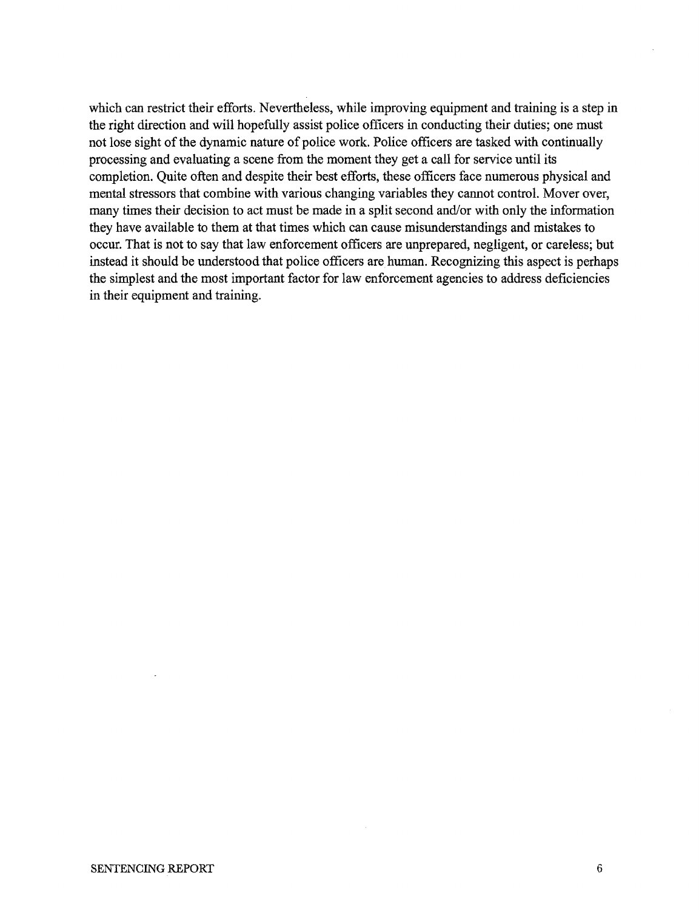which can restrict their efforts. Nevertheless, while improving equipment and training is a step in the right direction and will hopefully assist police officers in conducting their duties; one must not lose sight of the dynamic nature of police work. Police officers are tasked with continually processing and evaluating a scene from the moment they get a call for service until its completion. Quite often and despite their best efforts, these officers face numerous physical and mental stressors that combine with various changing variables they cannot control. Mover over, many times their decision to act must be made in a split second and/or with only the information they have available to them at that times which can cause misunderstandings and mistakes to occur. That is not to say that law enforcement officers are unprepared, negligent, or careless; but instead it should be understood that police officers are human. Recognizing this aspect is perhaps the simplest and the most important factor for law enforcement agencies to address deficiencies in their equipment and training.